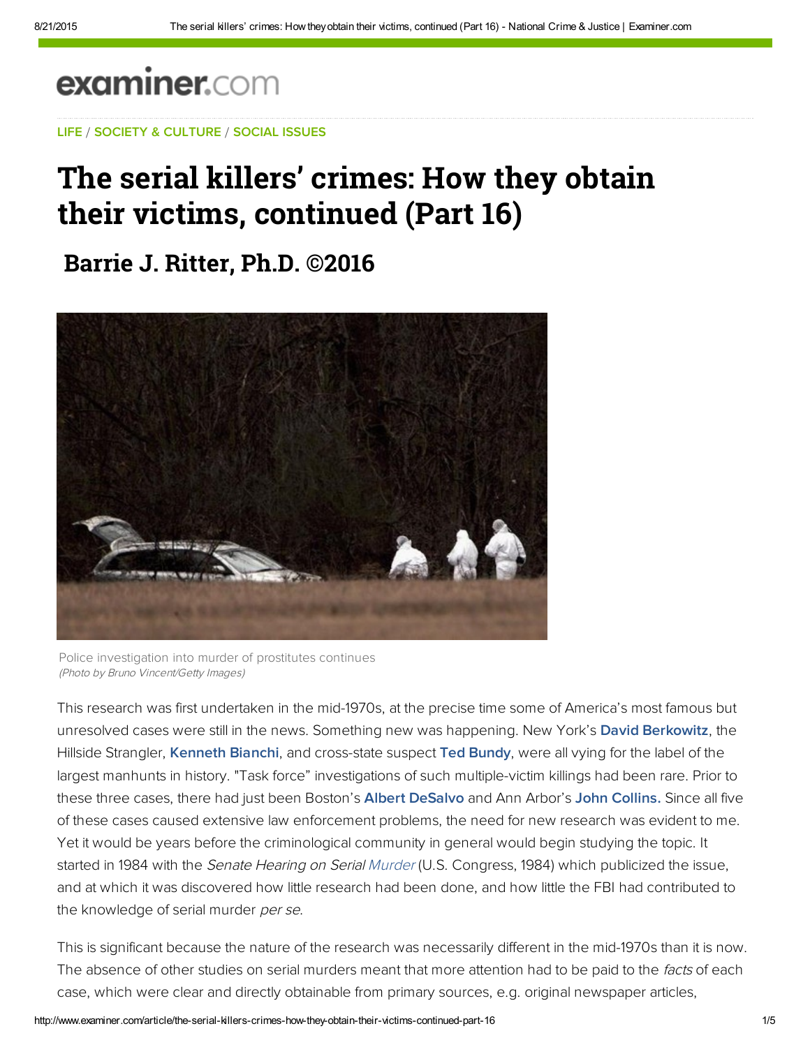examiner.com

LIFE / SOCIETY & CULTURE / SOCIAL ISSUES

# The serial killers' crimes: How they obtain their victims, continued (Part 16)

## Barrie J. Ritter, Ph.D. ©2016

Police investigation into murder of prostitutes continues
*(Photo by Bruno Vincent/Getty Images)*

This research was first undertaken in the mid-1970s, at the precise time some of America's most famous but unresolved cases were still in the news. Something new was happening. New York's **David Berkowitz**, the Hillside Strangler, **Kenneth Bianchi**, and cross-state suspect **Ted Bundy**, were all vying for the label of the largest manhunts in history. "Task force" investigations of such multiple-victim killings had been rare. Prior to these three cases, there had just been Boston's **Albert DeSalvo** and Ann Arbor's **John Collins.** Since all five of these cases caused extensive law enforcement problems, the need for new research was evident to me. Yet it would be years before the criminological community in general would begin studying the topic. It started in 1984 with the *Senate Hearing on Serial Murder* (U.S. Congress, 1984) which publicized the issue, and at which it was discovered how little research had been done, and how little the FBI had contributed to the knowledge of serial murder *per se*.

This is significant because the nature of the research was necessarily different in the mid-1970s than it is now. The absence of other studies on serial murders meant that more attention had to be paid to the *facts* of each case, which were clear and directly obtainable from primary sources, e.g. original newspaper articles,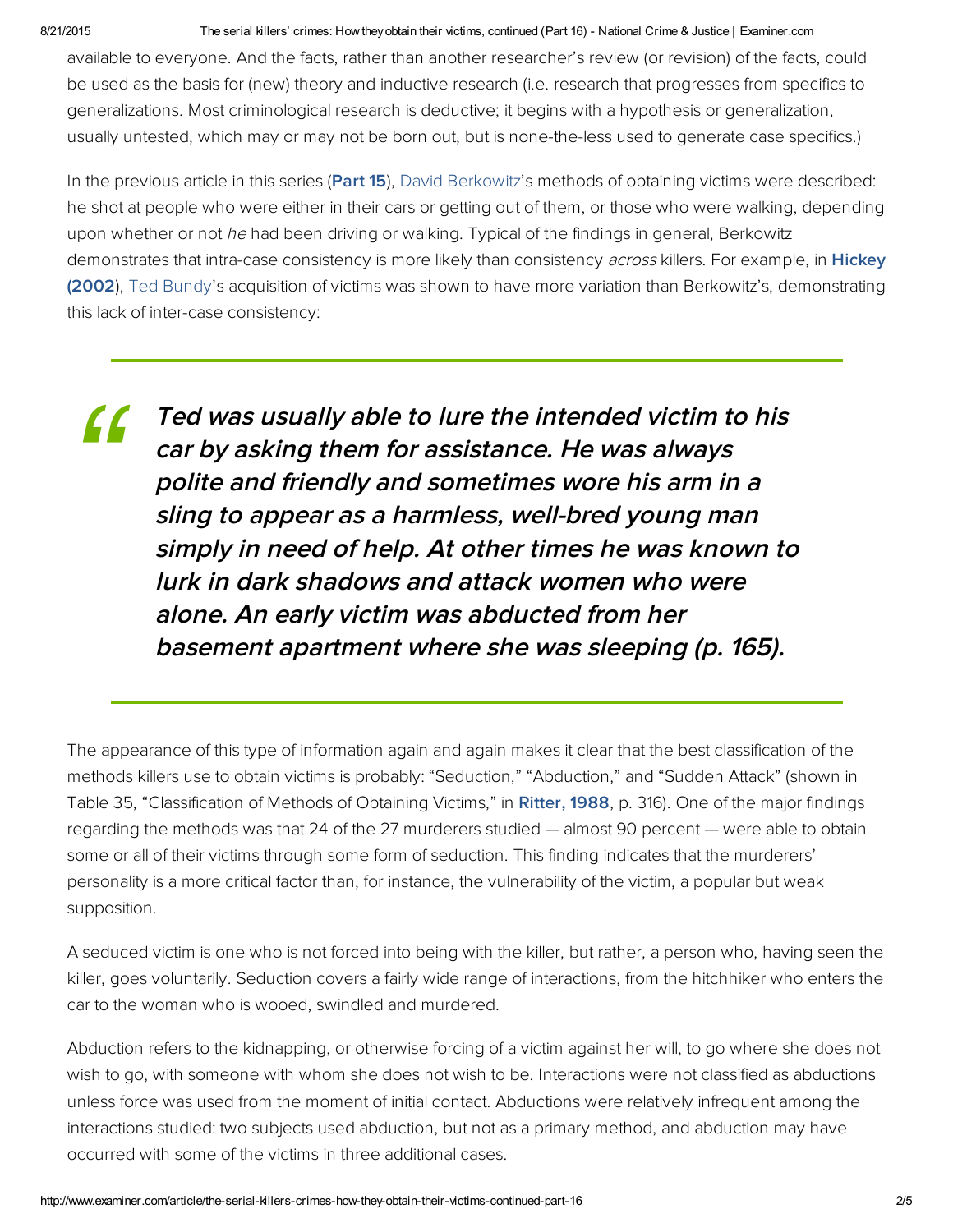available to everyone. And the facts, rather than another researcher's review (or revision) of the facts, could be used as the basis for (new) theory and inductive research (i.e. research that progresses from specifics to generalizations. Most criminological research is deductive; it begins with a hypothesis or generalization, usually untested, which may or may not be born out, but is none-the-less used to generate case specifics.)

In the previous article in this series (**Part 15**), David Berkowitz's methods of obtaining victims were described: he shot at people who were either in their cars or getting out of them, or those who were walking, depending upon whether or not *he* had been driving or walking. Typical of the findings in general, Berkowitz demonstrates that intra-case consistency is more likely than consistency *across* killers. For example, in **Hickey (2002)**, Ted Bundy's acquisition of victims was shown to have more variation than Berkowitz's, demonstrating this lack of inter-case consistency:

> ***Ted was usually able to lure the intended victim to his car by asking them for assistance. He was always polite and friendly and sometimes wore his arm in a sling to appear as a harmless, well-bred young man simply in need of help. At other times he was known to lurk in dark shadows and attack women who were alone. An early victim was abducted from her basement apartment where she was sleeping (p. 165).***

The appearance of this type of information again and again makes it clear that the best classification of the methods killers use to obtain victims is probably: "Seduction," "Abduction," and "Sudden Attack" (shown in Table 35, "Classification of Methods of Obtaining Victims," in **Ritter, 1988**, p. 316). One of the major findings regarding the methods was that 24 of the 27 murderers studied — almost 90 percent — were able to obtain some or all of their victims through some form of seduction. This finding indicates that the murderers' personality is a more critical factor than, for instance, the vulnerability of the victim, a popular but weak supposition.

A seduced victim is one who is not forced into being with the killer, but rather, a person who, having seen the killer, goes voluntarily. Seduction covers a fairly wide range of interactions, from the hitchhiker who enters the car to the woman who is wooed, swindled and murdered.

Abduction refers to the kidnapping, or otherwise forcing of a victim against her will, to go where she does not wish to go, with someone with whom she does not wish to be. Interactions were not classified as abductions unless force was used from the moment of initial contact. Abductions were relatively infrequent among the interactions studied: two subjects used abduction, but not as a primary method, and abduction may have occurred with some of the victims in three additional cases.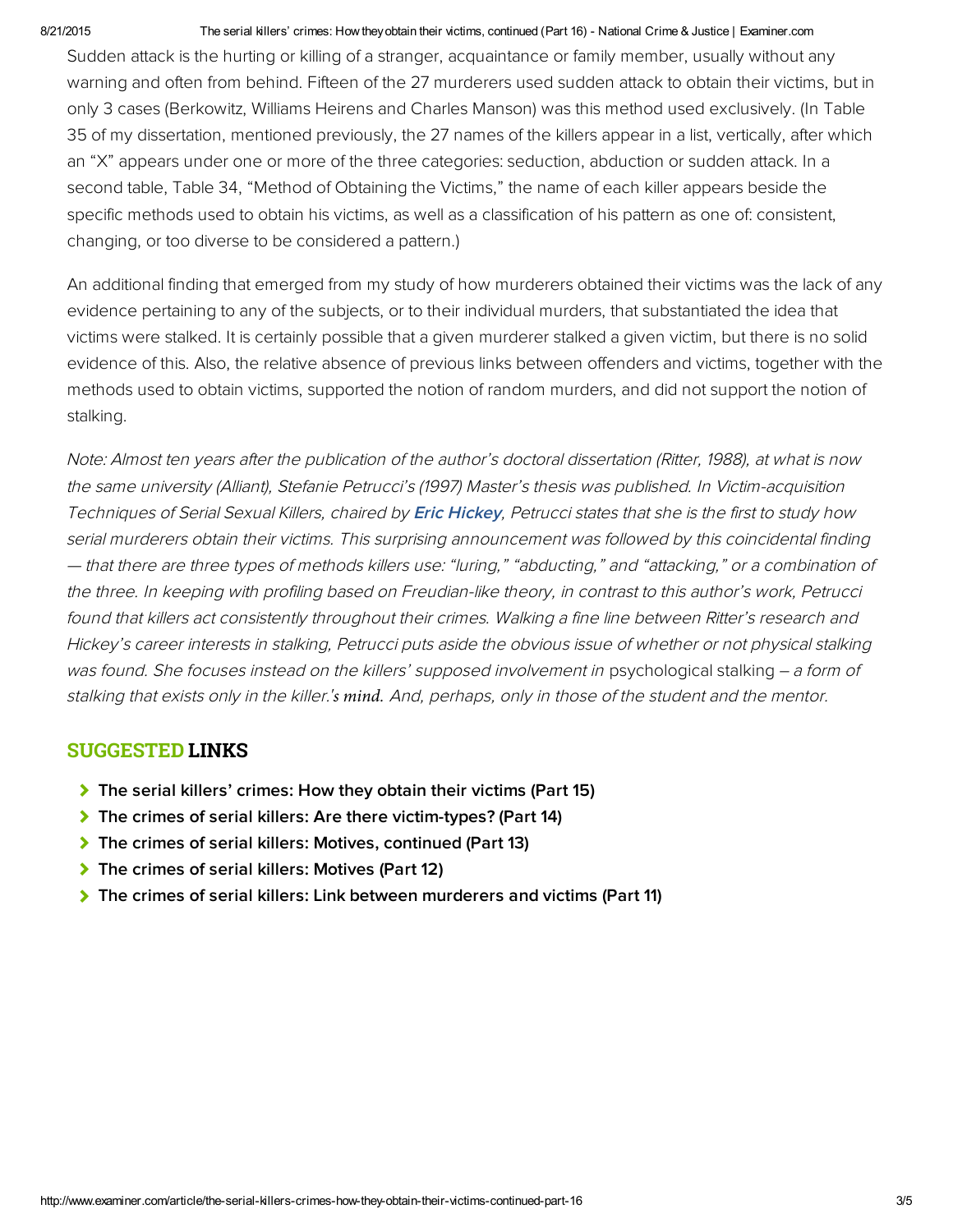Sudden attack is the hurting or killing of a stranger, acquaintance or family member, usually without any warning and often from behind. Fifteen of the 27 murderers used sudden attack to obtain their victims, but in only 3 cases (Berkowitz, Williams Heirens and Charles Manson) was this method used exclusively. (In Table 35 of my dissertation, mentioned previously, the 27 names of the killers appear in a list, vertically, after which an "X" appears under one or more of the three categories: seduction, abduction or sudden attack. In a second table, Table 34, "Method of Obtaining the Victims," the name of each killer appears beside the specific methods used to obtain his victims, as well as a classification of his pattern as one of: consistent, changing, or too diverse to be considered a pattern.)

An additional finding that emerged from my study of how murderers obtained their victims was the lack of any evidence pertaining to any of the subjects, or to their individual murders, that substantiated the idea that victims were stalked. It is certainly possible that a given murderer stalked a given victim, but there is no solid evidence of this. Also, the relative absence of previous links between offenders and victims, together with the methods used to obtain victims, supported the notion of random murders, and did not support the notion of stalking.

*Note: Almost ten years after the publication of the author's doctoral dissertation (Ritter, 1988), at what is now the same university (Alliant), Stefanie Petrucci's (1997) Master's thesis was published. In Victim-acquisition Techniques of Serial Sexual Killers, chaired by* ***Eric Hickey****, Petrucci states that she is the first to study how serial murderers obtain their victims. This surprising announcement was followed by this coincidental finding — that there are three types of methods killers use: "luring," "abducting," and "attacking," or a combination of the three. In keeping with profiling based on Freudian-like theory, in contrast to this author's work, Petrucci found that killers act consistently throughout their crimes. Walking a fine line between Ritter's research and Hickey's career interests in stalking, Petrucci puts aside the obvious issue of whether or not physical stalking was found. She focuses instead on the killers' supposed involvement in* psychological stalking – *a form of stalking that exists only in the killer.'s mind. And, perhaps, only in those of the student and the mentor.*

## SUGGESTED LINKS

- **The serial killers' crimes: How they obtain their victims (Part 15)**
- **The crimes of serial killers: Are there victim-types? (Part 14)**
- **The crimes of serial killers: Motives, continued (Part 13)**
- **The crimes of serial killers: Motives (Part 12)**
- **The crimes of serial killers: Link between murderers and victims (Part 11)**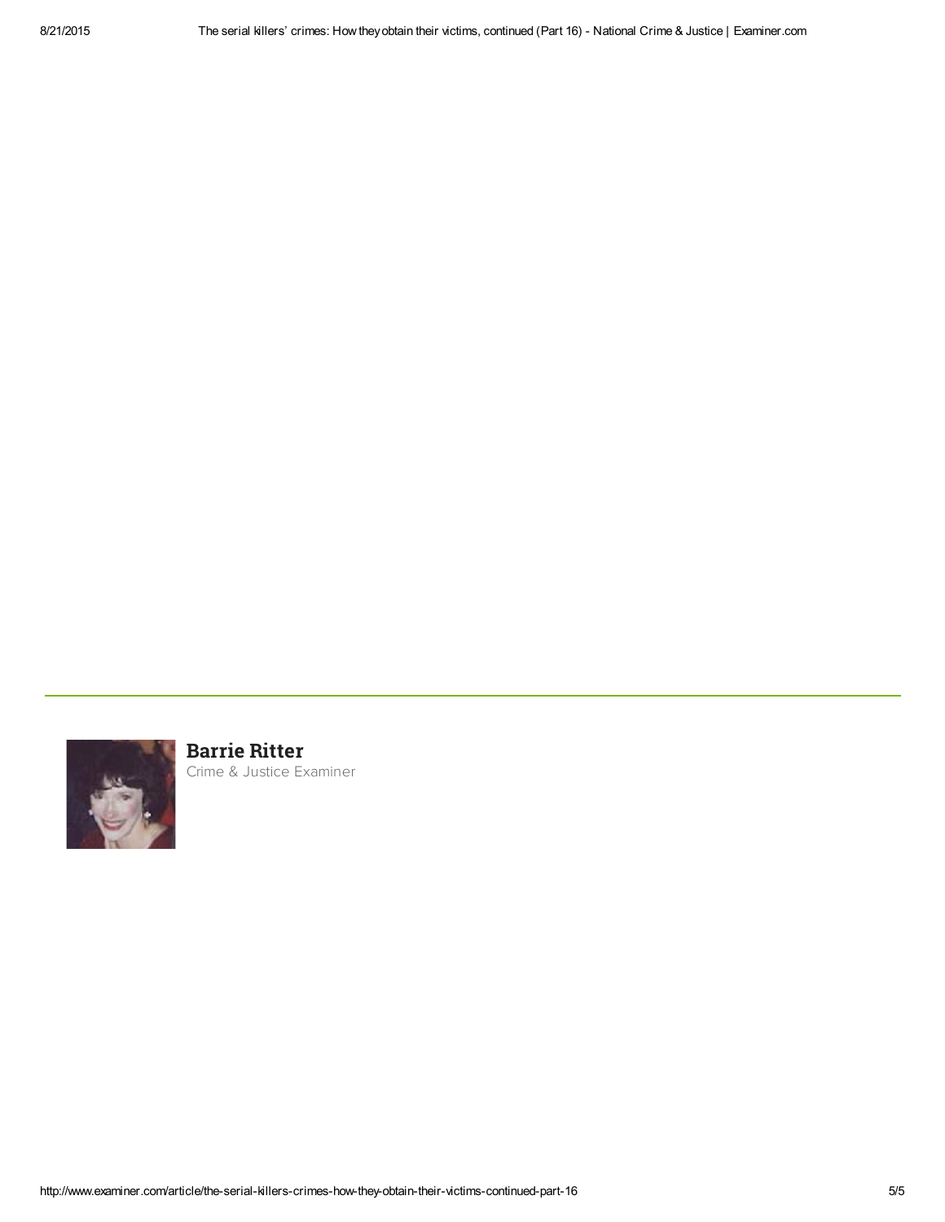**Barrie Ritter**

Crime & Justice Examiner